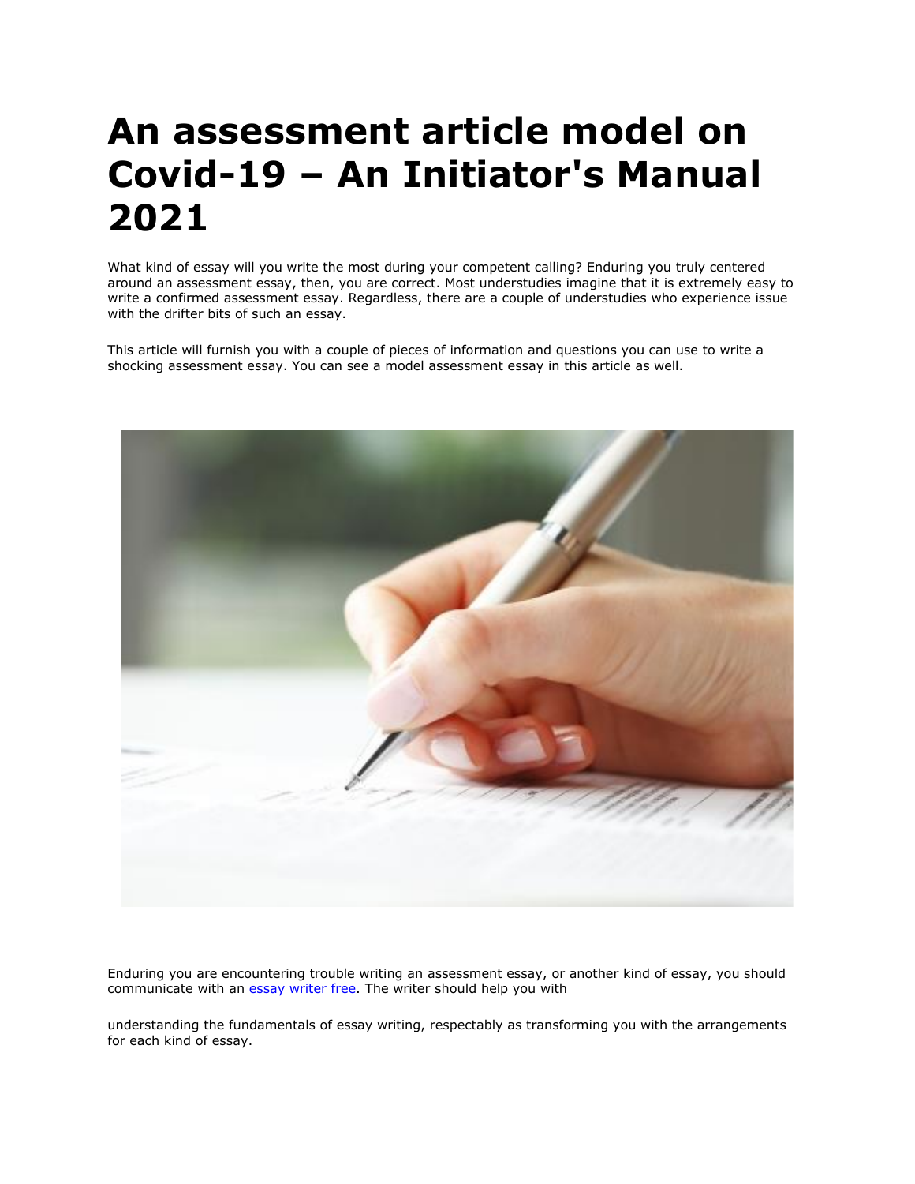# An assessment article model on Covid-19 – An Initiator's Manual 2021

What kind of essay will you write the most during your competent calling? Enduring you truly centered around an assessment essay, then, you are correct. Most understudies imagine that it is extremely easy to write a confirmed assessment essay. Regardless, there are a couple of understudies who experience issue with the drifter bits of such an essay.

This article will furnish you with a couple of pieces of information and questions you can use to write a shocking assessment essay. You can see a model assessment essay in this article as well.

Enduring you are encountering trouble writing an assessment essay, or another kind of essay, you should communicate with an [essay writer free](). The writer should help you with

understanding the fundamentals of essay writing, respectably as transforming you with the arrangements for each kind of essay.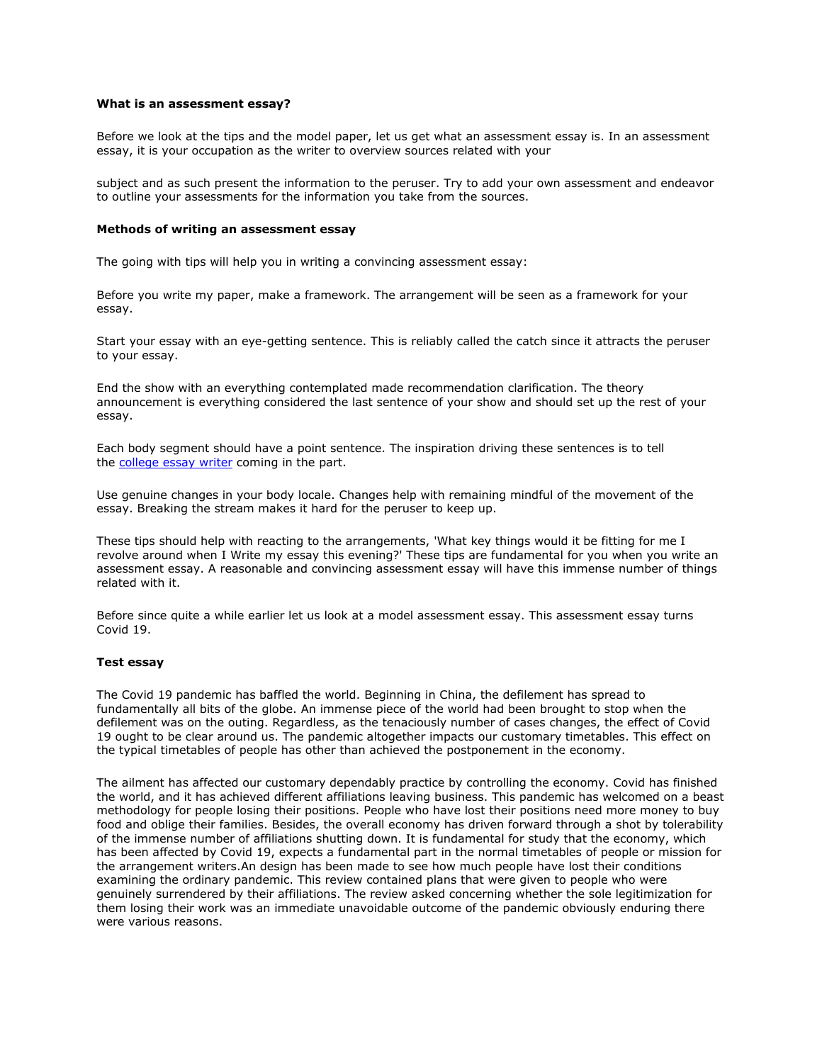**What is an assessment essay?**

Before we look at the tips and the model paper, let us get what an assessment essay is. In an assessment essay, it is your occupation as the writer to overview sources related with your

subject and as such present the information to the peruser. Try to add your own assessment and endeavor to outline your assessments for the information you take from the sources.

**Methods of writing an assessment essay**

The going with tips will help you in writing a convincing assessment essay:

Before you write my paper, make a framework. The arrangement will be seen as a framework for your essay.

Start your essay with an eye-getting sentence. This is reliably called the catch since it attracts the peruser to your essay.

End the show with an everything contemplated made recommendation clarification. The theory announcement is everything considered the last sentence of your show and should set up the rest of your essay.

Each body segment should have a point sentence. The inspiration driving these sentences is to tell the [college essay writer] coming in the part.

Use genuine changes in your body locale. Changes help with remaining mindful of the movement of the essay. Breaking the stream makes it hard for the peruser to keep up.

These tips should help with reacting to the arrangements, 'What key things would it be fitting for me I revolve around when I Write my essay this evening?' These tips are fundamental for you when you write an assessment essay. A reasonable and convincing assessment essay will have this immense number of things related with it.

Before since quite a while earlier let us look at a model assessment essay. This assessment essay turns Covid 19.

**Test essay**

The Covid 19 pandemic has baffled the world. Beginning in China, the defilement has spread to fundamentally all bits of the globe. An immense piece of the world had been brought to stop when the defilement was on the outing. Regardless, as the tenaciously number of cases changes, the effect of Covid 19 ought to be clear around us. The pandemic altogether impacts our customary timetables. This effect on the typical timetables of people has other than achieved the postponement in the economy.

The ailment has affected our customary dependably practice by controlling the economy. Covid has finished the world, and it has achieved different affiliations leaving business. This pandemic has welcomed on a beast methodology for people losing their positions. People who have lost their positions need more money to buy food and oblige their families. Besides, the overall economy has driven forward through a shot by tolerability of the immense number of affiliations shutting down. It is fundamental for study that the economy, which has been affected by Covid 19, expects a fundamental part in the normal timetables of people or mission for the arrangement writers.An design has been made to see how much people have lost their conditions examining the ordinary pandemic. This review contained plans that were given to people who were genuinely surrendered by their affiliations. The review asked concerning whether the sole legitimization for them losing their work was an immediate unavoidable outcome of the pandemic obviously enduring there were various reasons.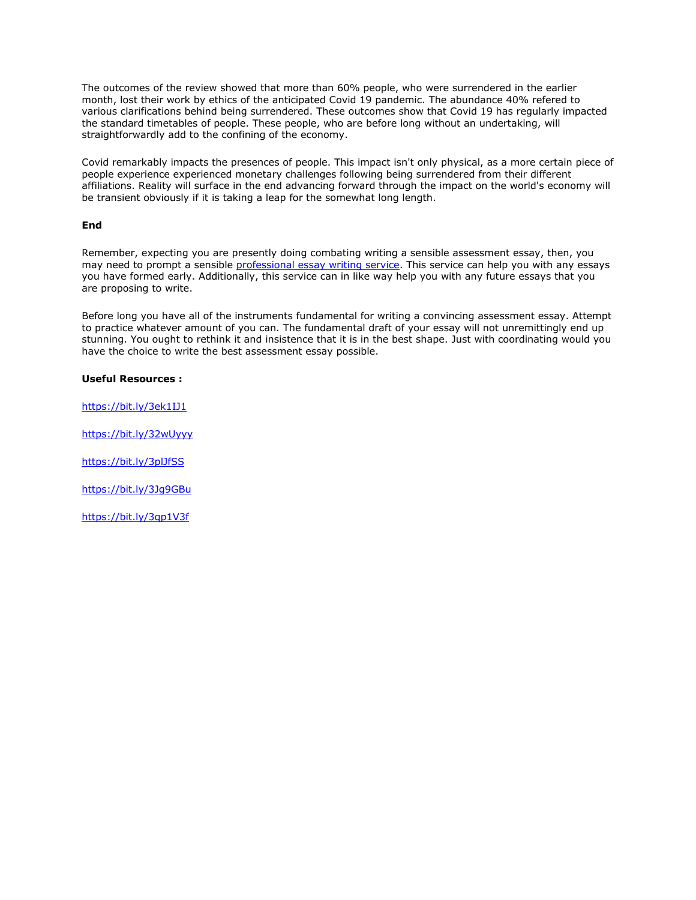The outcomes of the review showed that more than 60% people, who were surrendered in the earlier month, lost their work by ethics of the anticipated Covid 19 pandemic. The abundance 40% refered to various clarifications behind being surrendered. These outcomes show that Covid 19 has regularly impacted the standard timetables of people. These people, who are before long without an undertaking, will straightforwardly add to the confining of the economy.

Covid remarkably impacts the presences of people. This impact isn't only physical, as a more certain piece of people experience experienced monetary challenges following being surrendered from their different affiliations. Reality will surface in the end advancing forward through the impact on the world's economy will be transient obviously if it is taking a leap for the somewhat long length.

**End**

Remember, expecting you are presently doing combating writing a sensible assessment essay, then, you may need to prompt a sensible [professional essay writing service](). This service can help you with any essays you have formed early. Additionally, this service can in like way help you with any future essays that you are proposing to write.

Before long you have all of the instruments fundamental for writing a convincing assessment essay. Attempt to practice whatever amount of you can. The fundamental draft of your essay will not unremittingly end up stunning. You ought to rethink it and insistence that it is in the best shape. Just with coordinating would you have the choice to write the best assessment essay possible.

**Useful Resources :**

https://bit.ly/3ek1IJ1

https://bit.ly/32wUyyy

https://bit.ly/3plJfSS

https://bit.ly/3Jg9GBu

https://bit.ly/3qp1V3f